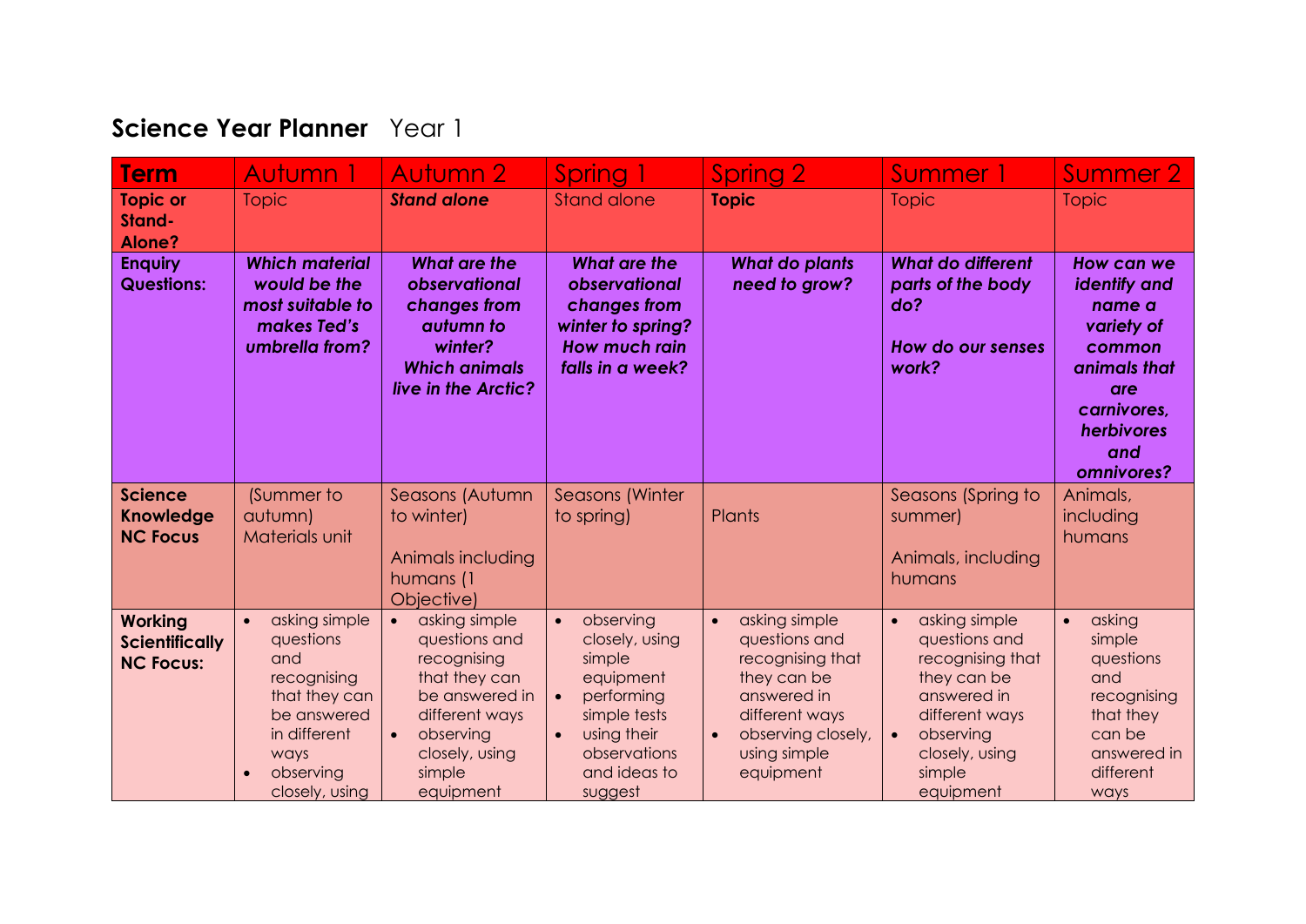## **Science Year Planner** Year 1

| **Term** | Autumn 1 | Autumn 2 | Spring 1 | Spring 2 | Summer 1 | Summer 2 |
|---|---|---|---|---|---|---|
| **Topic or Stand-Alone?** | Topic | ***Stand alone*** | Stand alone | **Topic** | Topic | Topic |
| **Enquiry Questions:** | ***Which material would be the most suitable to makes Ted's umbrella from?*** | ***What are the observational changes from autumn to winter? Which animals live in the Arctic?*** | ***What are the observational changes from winter to spring? How much rain falls in a week?*** | ***What do plants need to grow?*** | ***What do different parts of the body do?*** <br><br> ***How do our senses work?*** | ***How can we identify and name a variety of common animals that are carnivores, herbivores and omnivores?*** |
| **Science Knowledge NC Focus** | (Summer to autumn) Materials unit | Seasons (Autumn to winter) <br><br> Animals including humans (1 Objective) | Seasons (Winter to spring) | Plants | Seasons (Spring to summer) <br><br> Animals, including humans | Animals, including humans |
| **Working Scientifically NC Focus:** | • asking simple questions and recognising that they can be answered in different ways <br> • observing closely, using | • asking simple questions and recognising that they can be answered in different ways <br> • observing closely, using simple equipment | • observing closely, using simple equipment <br> • performing simple tests <br> • using their observations and ideas to suggest | • asking simple questions and recognising that they can be answered in different ways <br> • observing closely, using simple equipment | • asking simple questions and recognising that they can be answered in different ways <br> • observing closely, using simple equipment | • asking simple questions and recognising that they can be answered in different ways |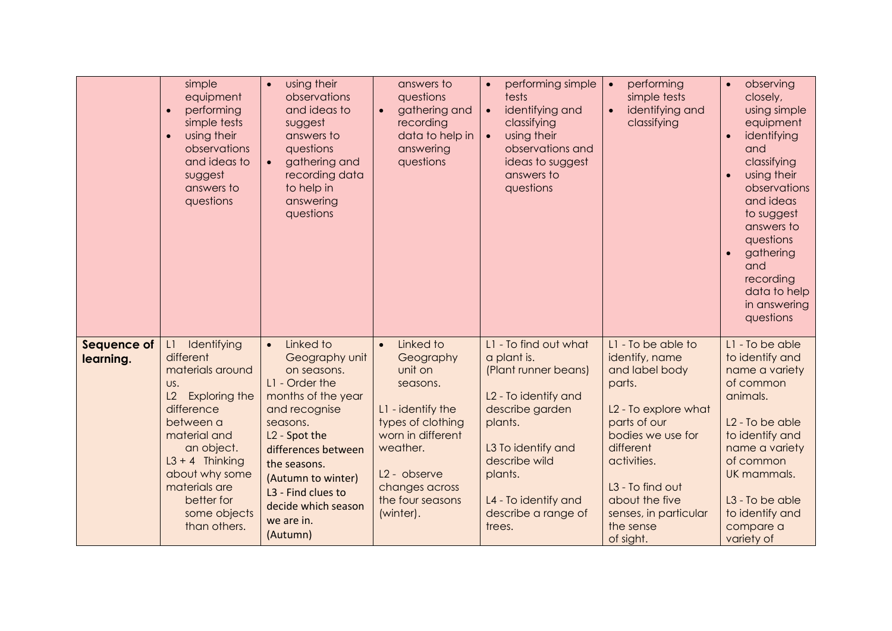| | | | | | | |
|---|---|---|---|---|---|---|
| | simple equipment<br>• performing simple tests<br>• using their observations and ideas to suggest answers to questions | • using their observations and ideas to suggest answers to questions<br>• gathering and recording data to help in answering questions | answers to questions<br>• gathering and recording data to help in answering questions | • performing simple tests<br>• identifying and classifying<br>• using their observations and ideas to suggest answers to questions | • performing simple tests<br>• identifying and classifying | • observing closely, using simple equipment<br>• identifying and classifying<br>• using their observations and ideas to suggest answers to questions<br>• gathering and recording data to help in answering questions |
| **Sequence of learning.** | L1 Identifying different materials around us.<br>L2 Exploring the difference between a material and an object.<br>L3 + 4 Thinking about why some materials are better for some objects than others. | • Linked to Geography unit on seasons.<br>L1 - Order the months of the year and recognise seasons.<br>L2 - Spot the differences between the seasons. (Autumn to winter)<br>L3 - Find clues to decide which season we are in. (Autumn) | • Linked to Geography unit on seasons.<br><br>L1 - identify the types of clothing worn in different weather.<br><br>L2 - observe changes across the four seasons (winter). | L1 - To find out what a plant is. (Plant runner beans)<br><br>L2 - To identify and describe garden plants.<br><br>L3 To identify and describe wild plants.<br><br>L4 - To identify and describe a range of trees. | L1 - To be able to identify, name and label body parts.<br><br>L2 - To explore what parts of our bodies we use for different activities.<br><br>L3 - To find out about the five senses, in particular the sense of sight. | L1 - To be able to identify and name a variety of common animals.<br><br>L2 - To be able to identify and name a variety of common UK mammals.<br><br>L3 - To be able to identify and compare a variety of |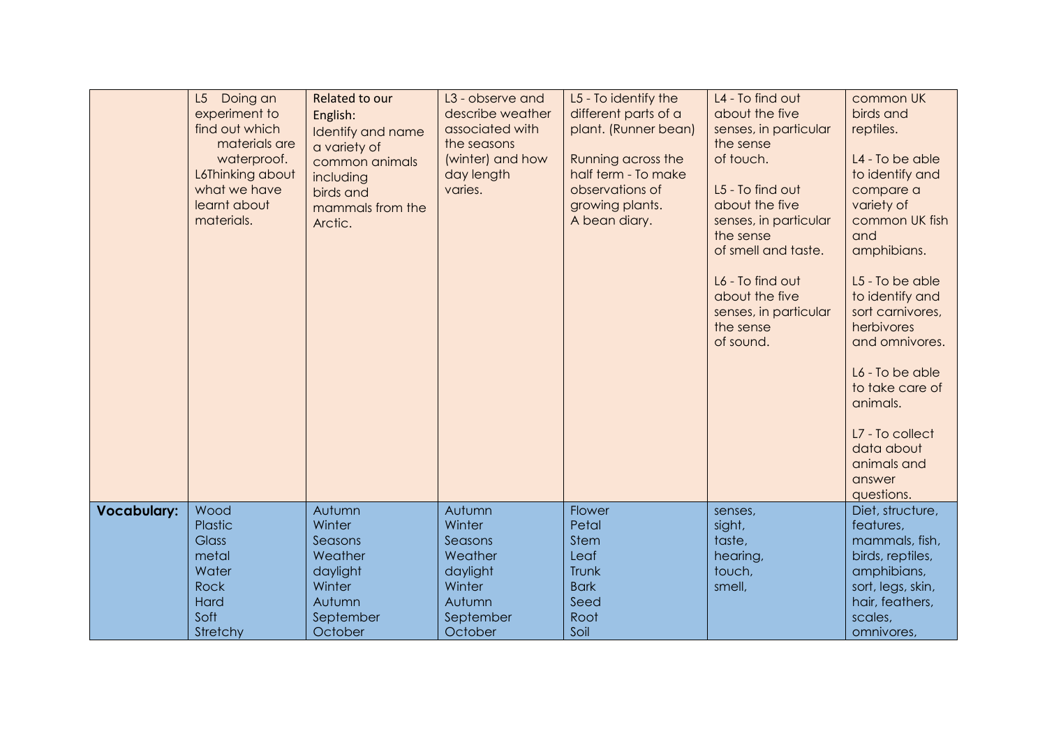| | | | | | | |
|---|---|---|---|---|---|---|
| | L5 Doing an experiment to find out which materials are waterproof.<br>L6Thinking about what we have learnt about materials. | Related to our English:<br>Identify and name a variety of common animals including birds and mammals from the Arctic. | L3 - observe and describe weather associated with the seasons (winter) and how day length varies. | L5 - To identify the different parts of a plant. (Runner bean)<br><br>Running across the half term - To make observations of growing plants.<br>A bean diary. | L4 - To find out about the five senses, in particular the sense of touch.<br><br>L5 - To find out about the five senses, in particular the sense of smell and taste.<br><br>L6 - To find out about the five senses, in particular the sense of sound. | common UK birds and reptiles.<br><br>L4 - To be able to identify and compare a variety of common UK fish and amphibians.<br><br>L5 - To be able to identify and sort carnivores, herbivores and omnivores.<br><br>L6 - To be able to take care of animals.<br><br>L7 - To collect data about animals and answer questions. |
| **Vocabulary:** | Wood<br>Plastic<br>Glass<br>metal<br>Water<br>Rock<br>Hard<br>Soft<br>Stretchy | Autumn<br>Winter<br>Seasons<br>Weather<br>daylight<br>Winter<br>Autumn<br>September<br>October | Autumn<br>Winter<br>Seasons<br>Weather<br>daylight<br>Winter<br>Autumn<br>September<br>October | Flower<br>Petal<br>Stem<br>Leaf<br>Trunk<br>Bark<br>Seed<br>Root<br>Soil | senses,<br>sight,<br>taste,<br>hearing,<br>touch,<br>smell, | Diet, structure, features, mammals, fish, birds, reptiles, amphibians, sort, legs, skin, hair, feathers, scales, omnivores, |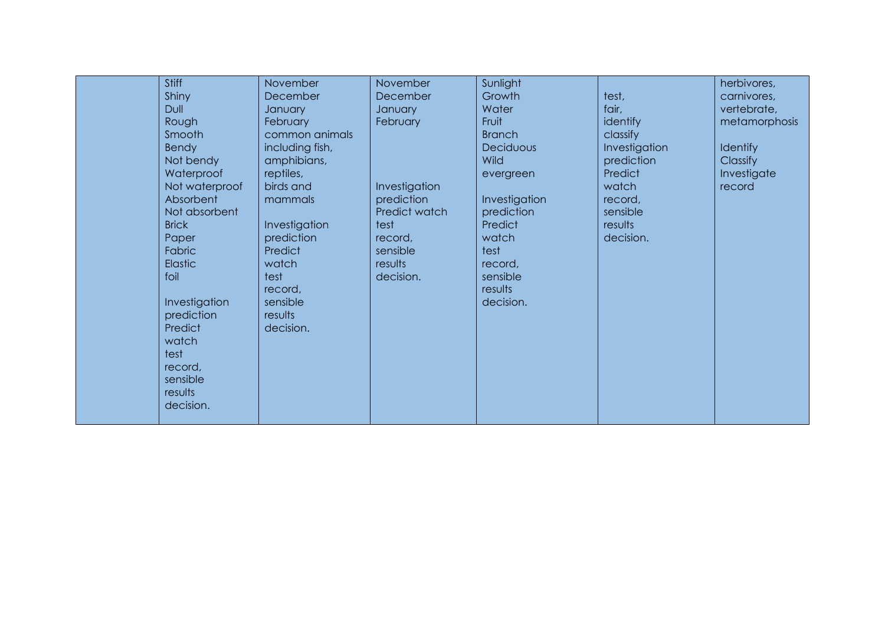| | | | | | | |
|---|---|---|---|---|---|---|
| | Stiff<br>Shiny<br>Dull<br>Rough<br>Smooth<br>Bendy<br>Not bendy<br>Waterproof<br>Not waterproof<br>Absorbent<br>Not absorbent<br>Brick<br>Paper<br>Fabric<br>Elastic<br>foil<br><br>Investigation<br>prediction<br>Predict<br>watch<br>test<br>record,<br>sensible<br>results<br>decision. | November<br>December<br>January<br>February<br>common animals including fish, amphibians, reptiles, birds and mammals<br><br>Investigation<br>prediction<br>Predict<br>watch<br>test<br>record,<br>sensible<br>results<br>decision. | November<br>December<br>January<br>February<br><br><br><br><br>Investigation<br>prediction<br>Predict watch<br>test<br>record,<br>sensible<br>results<br>decision. | Sunlight<br>Growth<br>Water<br>Fruit<br>Branch<br>Deciduous<br>Wild<br>evergreen<br><br>Investigation<br>prediction<br>Predict<br>watch<br>test<br>record,<br>sensible<br>results<br>decision. | <br>test,<br>fair,<br>identify<br>classify<br>Investigation<br>prediction<br>Predict<br>watch<br>record,<br>sensible<br>results<br>decision. | herbivores,<br>carnivores,<br>vertebrate,<br>metamorphosis<br><br>Identify<br>Classify<br>Investigate<br>record |